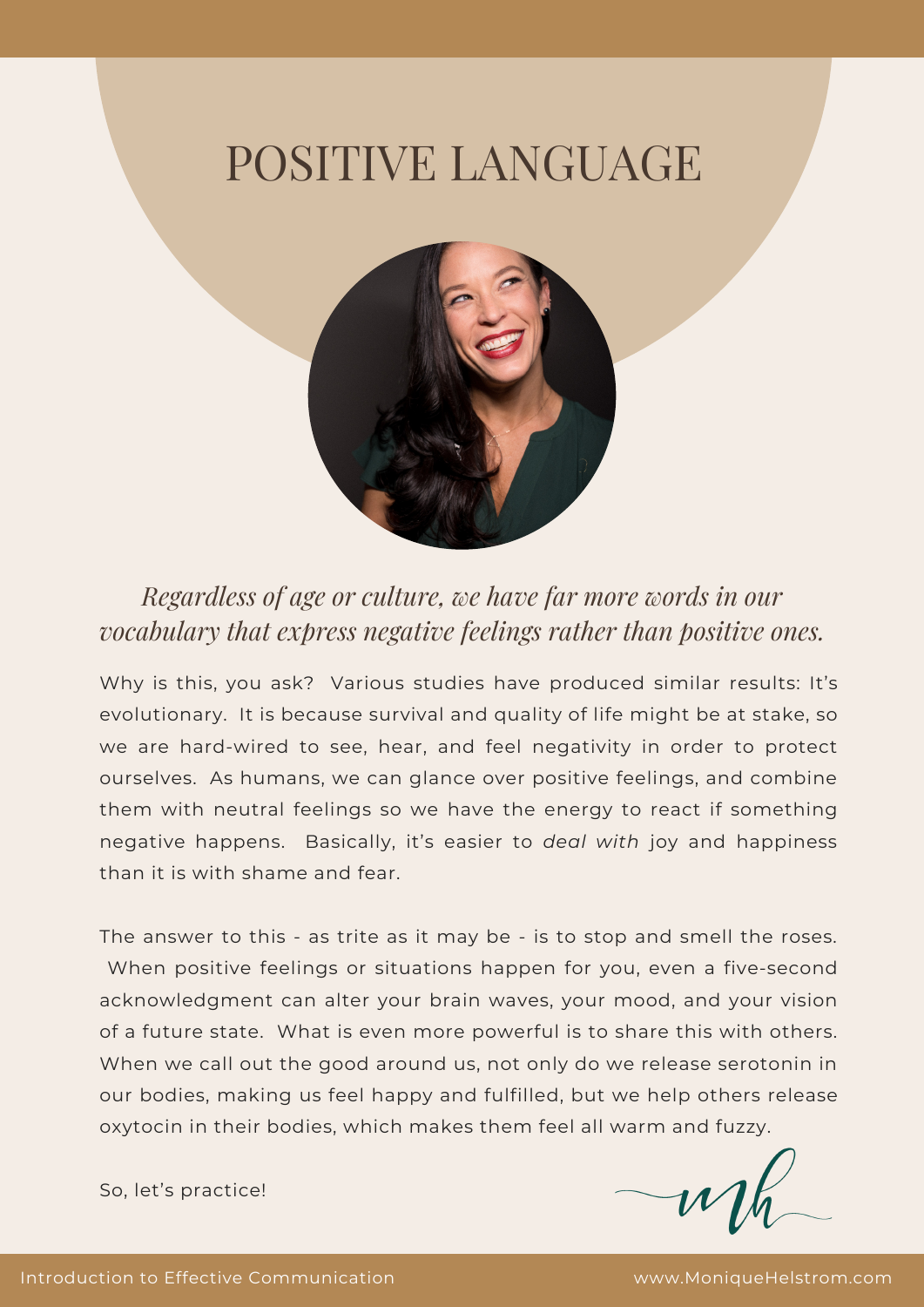# POSITIVE LANGUAGE

*Regardless of age or culture, we have far more words in our vocabulary that express negative feelings rather than positive ones.*

Why is this, you ask? Various studies have produced similar results: It's evolutionary. It is because survival and quality of life might be at stake, so we are hard-wired to see, hear, and feel negativity in order to protect ourselves. As humans, we can glance over positive feelings, and combine them with neutral feelings so we have the energy to react if something negative happens. Basically, it's easier to *deal with* joy and happiness than it is with shame and fear.

The answer to this - as trite as it may be - is to stop and smell the roses. When positive feelings or situations happen for you, even a five-second acknowledgment can alter your brain waves, your mood, and your vision of a future state. What is even more powerful is to share this with others. When we call out the good around us, not only do we release serotonin in our bodies, making us feel happy and fulfilled, but we help others release oxytocin in their bodies, which makes them feel all warm and fuzzy.

So, let's practice!

mh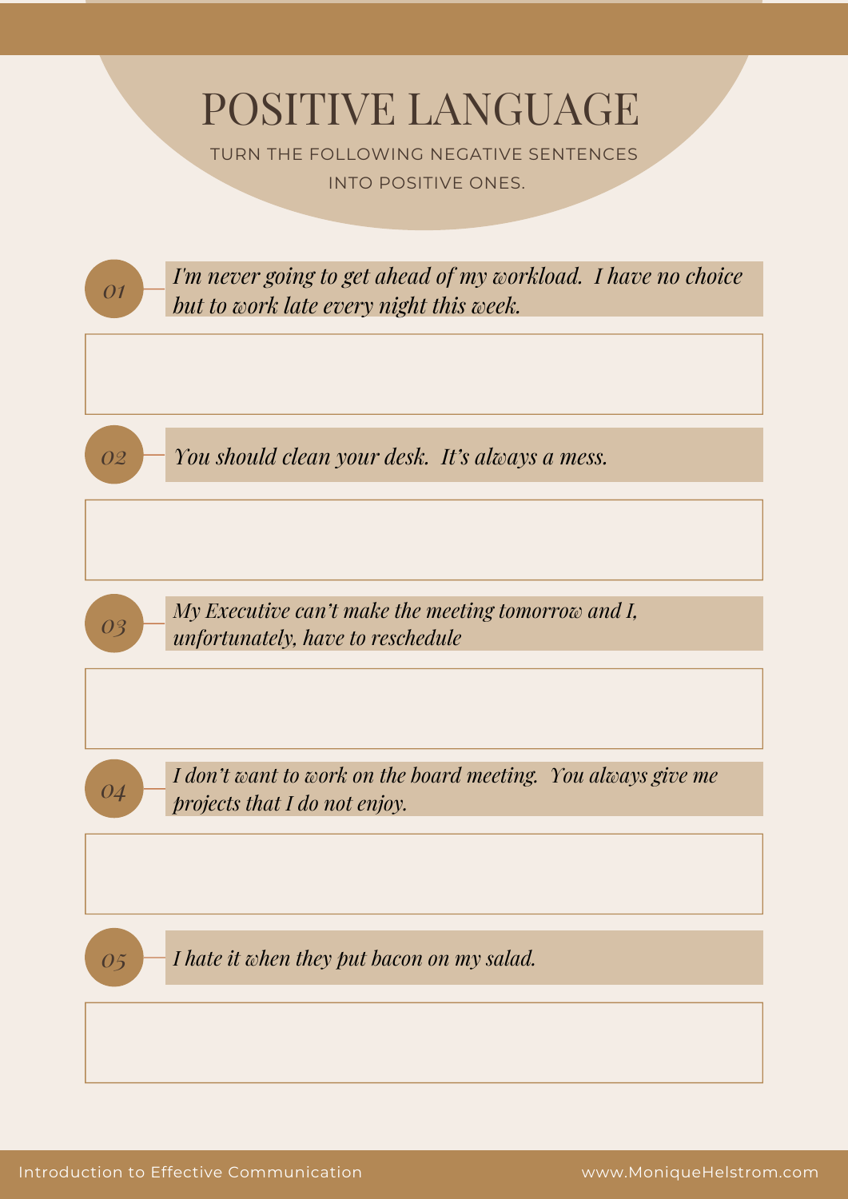# POSITIVE LANGUAGE

TURN THE FOLLOWING NEGATIVE SENTENCES INTO POSITIVE ONES.

01 — *I'm never going to get ahead of my workload. I have no choice but to work late every night this week.*

02 — *You should clean your desk. It's always a mess.*

03 — *My Executive can't make the meeting tomorrow and I, unfortunately, have to reschedule*

04 — *I don't want to work on the board meeting. You always give me projects that I do not enjoy.*

05 — *I hate it when they put bacon on my salad.*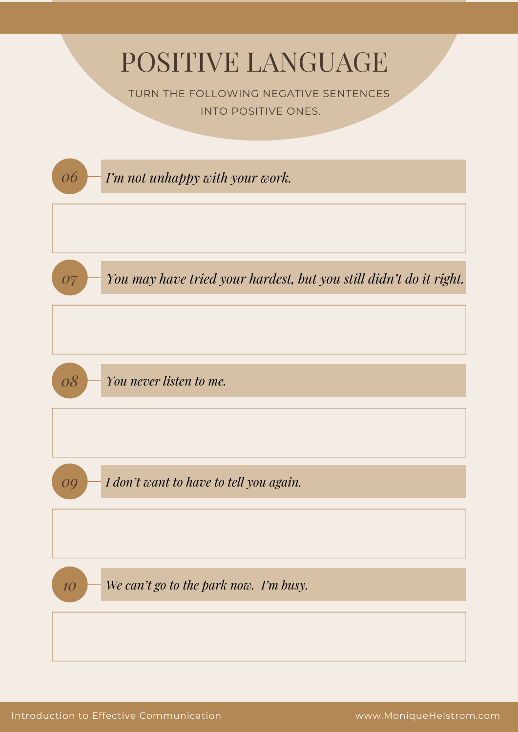# POSITIVE LANGUAGE

TURN THE FOLLOWING NEGATIVE SENTENCES INTO POSITIVE ONES.

06 *I'm not unhappy with your work.*

07 *You may have tried your hardest, but you still didn't do it right.*

08 *You never listen to me.*

09 *I don't want to have to tell you again.*

10 *We can't go to the park now. I'm busy.*